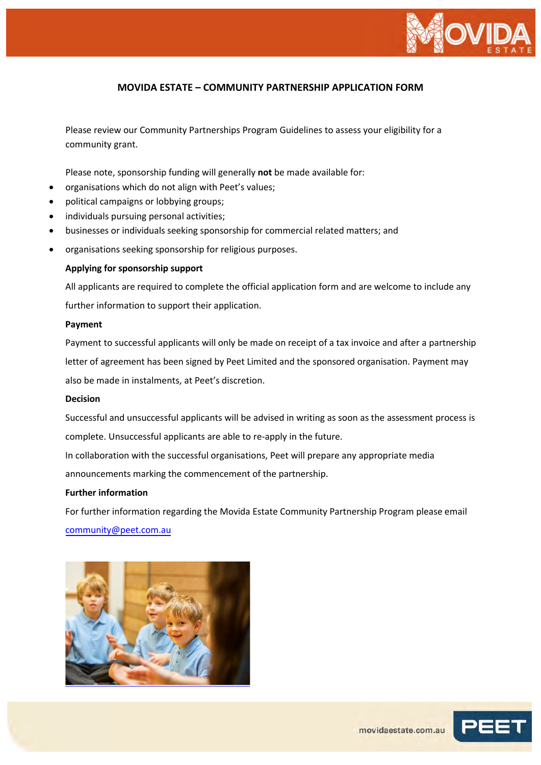# MOVIDA ESTATE – COMMUNITY PARTNERSHIP APPLICATION FORM

Please review our Community Partnerships Program Guidelines to assess your eligibility for a community grant.

Please note, sponsorship funding will generally **not** be made available for:

- organisations which do not align with Peet's values;
- political campaigns or lobbying groups;
- individuals pursuing personal activities;
- businesses or individuals seeking sponsorship for commercial related matters; and
- organisations seeking sponsorship for religious purposes.

**Applying for sponsorship support**

All applicants are required to complete the official application form and are welcome to include any further information to support their application.

**Payment**

Payment to successful applicants will only be made on receipt of a tax invoice and after a partnership letter of agreement has been signed by Peet Limited and the sponsored organisation. Payment may also be made in instalments, at Peet's discretion.

**Decision**

Successful and unsuccessful applicants will be advised in writing as soon as the assessment process is complete. Unsuccessful applicants are able to re-apply in the future.

In collaboration with the successful organisations, Peet will prepare any appropriate media announcements marking the commencement of the partnership.

**Further information**

For further information regarding the Movida Estate Community Partnership Program please email community@peet.com.au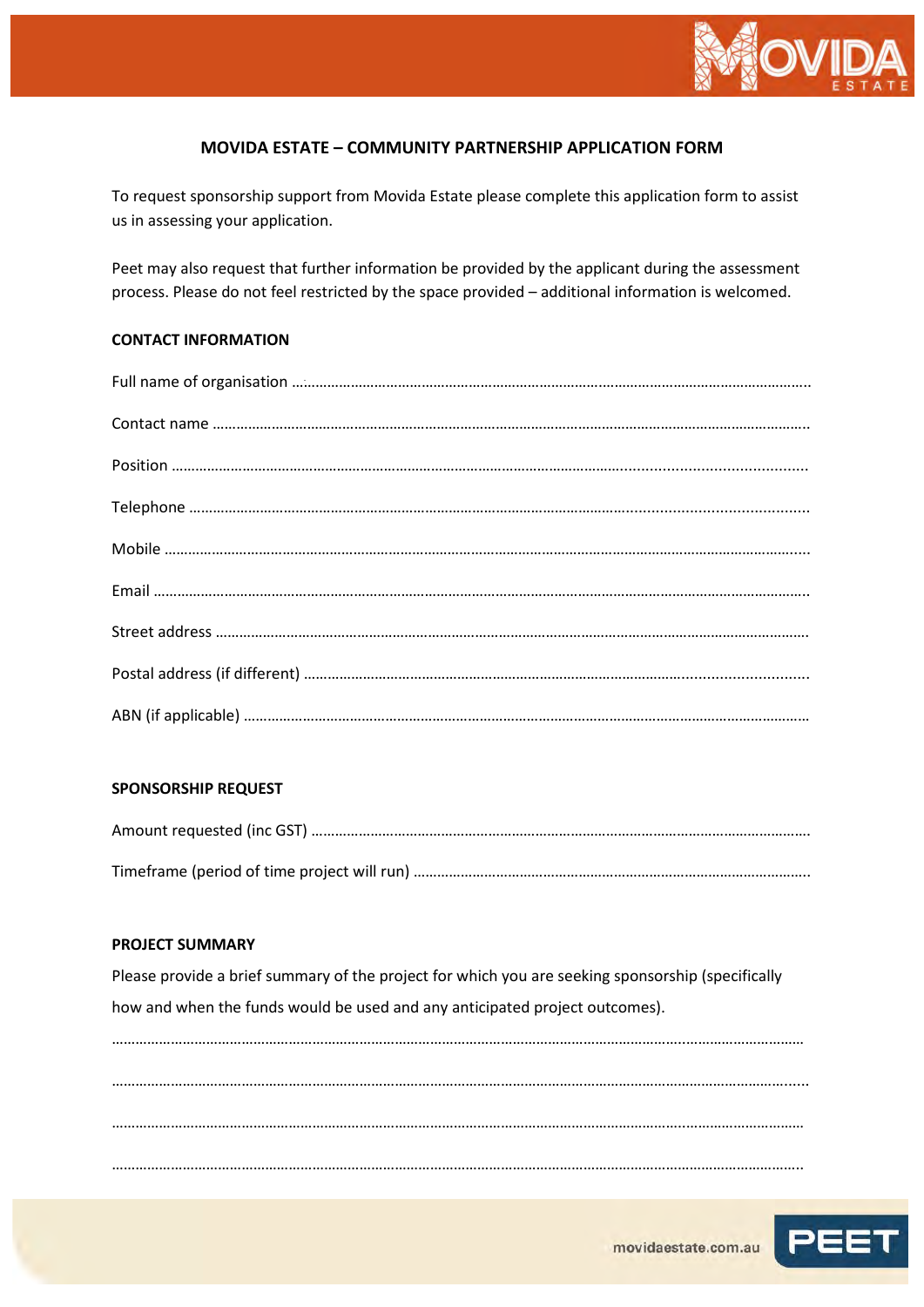## MOVIDA ESTATE – COMMUNITY PARTNERSHIP APPLICATION FORM

To request sponsorship support from Movida Estate please complete this application form to assist us in assessing your application.

Peet may also request that further information be provided by the applicant during the assessment process. Please do not feel restricted by the space provided – additional information is welcomed.

### CONTACT INFORMATION

Full name of organisation ……………………………………………………………………………………………………………………

Contact name ……………………………………………………………………………………………………………………………………

Position …………………………………………………………………………………………………………………………………………

Telephone ………………………………………………………………………………………………………………………………………

Mobile …………………………………………………………………………………………………………………………………………

Email ……………………………………………………………………………………………………………………………………………

Street address …………………………………………………………………………………………………………………………………

Postal address (if different) ………………………………………………………………………………………………………………

ABN (if applicable) ……………………………………………………………………………………………………………………………

### SPONSORSHIP REQUEST

Amount requested (inc GST) ………………………………………………………………………………………………………………

Timeframe (period of time project will run) ……………………………………………………………………………………………

### PROJECT SUMMARY

Please provide a brief summary of the project for which you are seeking sponsorship (specifically how and when the funds would be used and any anticipated project outcomes).

……………………………………………………………………………………………………………………………………………………

……………………………………………………………………………………………………………………………………………………

……………………………………………………………………………………………………………………………………………………

……………………………………………………………………………………………………………………………………………………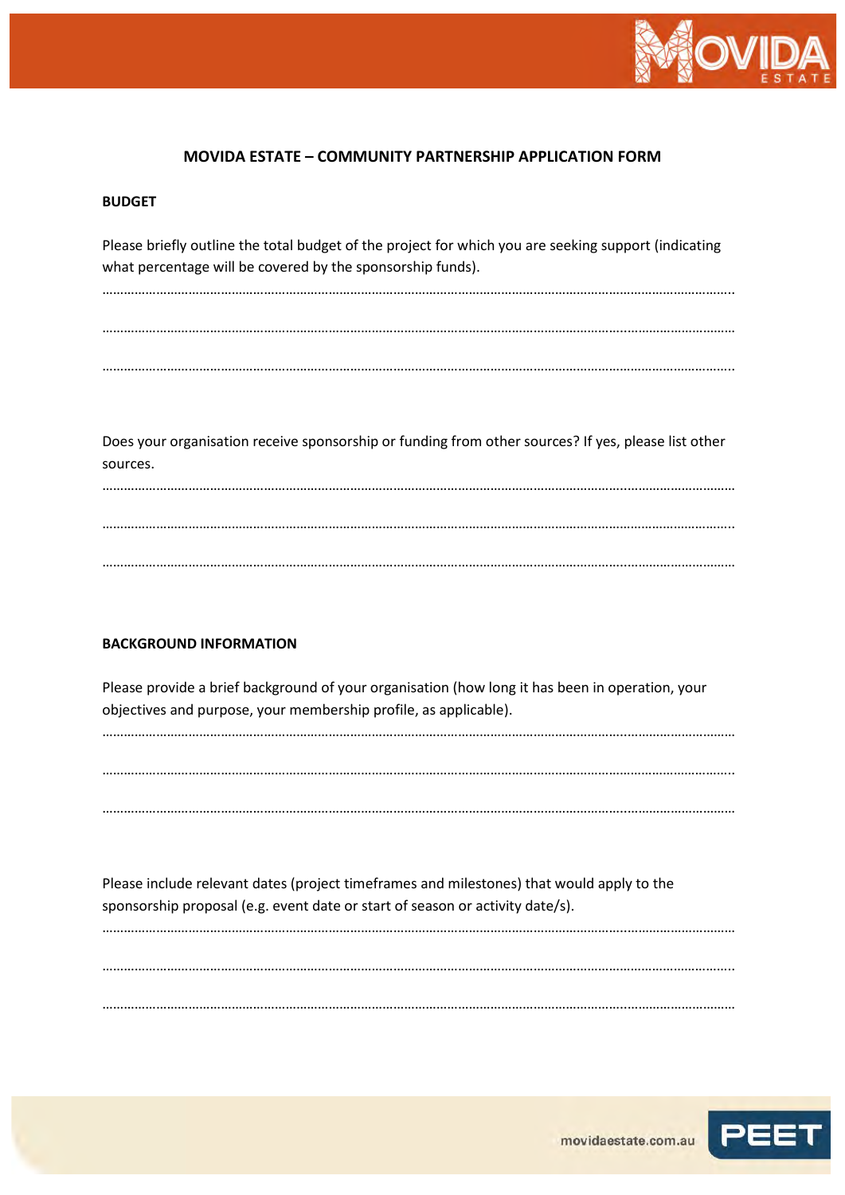## MOVIDA ESTATE – COMMUNITY PARTNERSHIP APPLICATION FORM

**BUDGET**

Please briefly outline the total budget of the project for which you are seeking support (indicating what percentage will be covered by the sponsorship funds).

…………………………………………………………………………………………………………………………………………………………

…………………………………………………………………………………………………………………………………………………………

…………………………………………………………………………………………………………………………………………………………

Does your organisation receive sponsorship or funding from other sources? If yes, please list other sources.

…………………………………………………………………………………………………………………………………………………………

…………………………………………………………………………………………………………………………………………………………

…………………………………………………………………………………………………………………………………………………………

**BACKGROUND INFORMATION**

Please provide a brief background of your organisation (how long it has been in operation, your objectives and purpose, your membership profile, as applicable).

…………………………………………………………………………………………………………………………………………………………

…………………………………………………………………………………………………………………………………………………………

…………………………………………………………………………………………………………………………………………………………

Please include relevant dates (project timeframes and milestones) that would apply to the sponsorship proposal (e.g. event date or start of season or activity date/s).

…………………………………………………………………………………………………………………………………………………………

…………………………………………………………………………………………………………………………………………………………

…………………………………………………………………………………………………………………………………………………………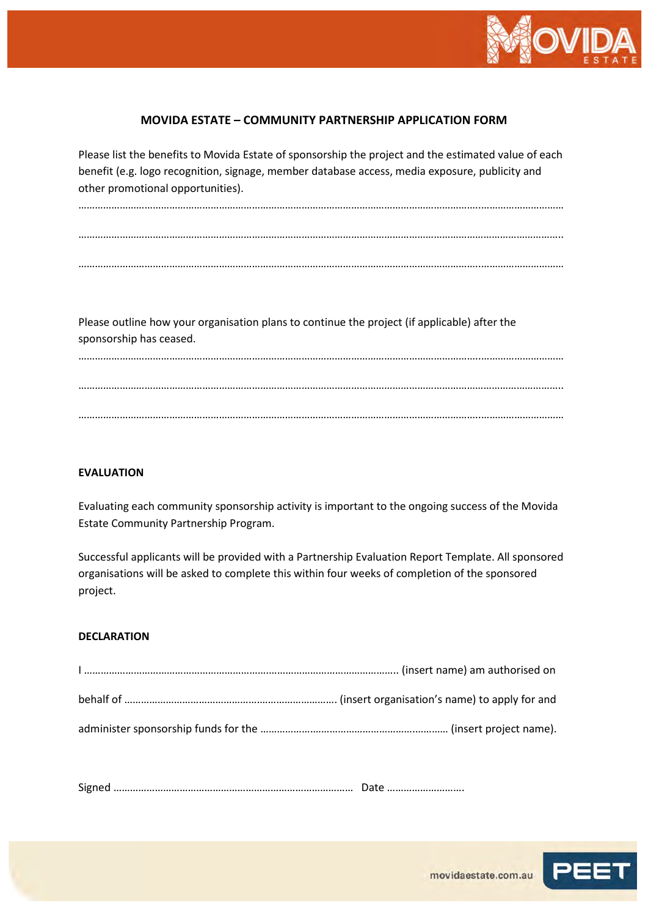**MOVIDA ESTATE – COMMUNITY PARTNERSHIP APPLICATION FORM**

Please list the benefits to Movida Estate of sponsorship the project and the estimated value of each benefit (e.g. logo recognition, signage, member database access, media exposure, publicity and other promotional opportunities).

……………………………………………………………………………………………………………………………………………………

……………………………………………………………………………………………………………………………………………………

……………………………………………………………………………………………………………………………………………………

Please outline how your organisation plans to continue the project (if applicable) after the sponsorship has ceased.

……………………………………………………………………………………………………………………………………………………

……………………………………………………………………………………………………………………………………………………

……………………………………………………………………………………………………………………………………………………

**EVALUATION**

Evaluating each community sponsorship activity is important to the ongoing success of the Movida Estate Community Partnership Program.

Successful applicants will be provided with a Partnership Evaluation Report Template. All sponsored organisations will be asked to complete this within four weeks of completion of the sponsored project.

**DECLARATION**

I ………………………………………………………………………………………………… (insert name) am authorised on

behalf of ………………………………………………………………… (insert organisation's name) to apply for and

administer sponsorship funds for the …………………………………………………………… (insert project name).

Signed ……………………………………………………………………… Date ……………………….